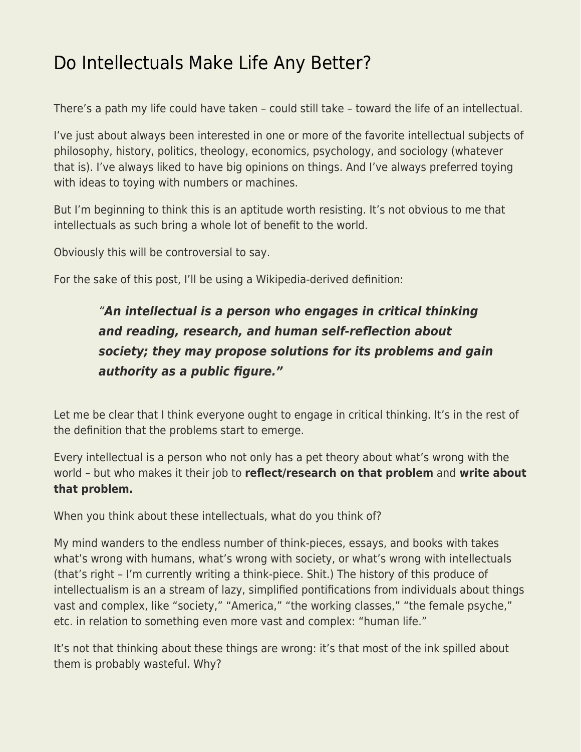# Do Intellectuals Make Life Any Better?

There's a path my life could have taken – could still take – toward the life of an intellectual.

I've just about always been interested in one or more of the favorite intellectual subjects of philosophy, history, politics, theology, economics, psychology, and sociology (whatever that is). I've always liked to have big opinions on things. And I've always preferred toying with ideas to toying with numbers or machines.

But I'm beginning to think this is an aptitude worth resisting. It's not obvious to me that intellectuals as such bring a whole lot of benefit to the world.

Obviously this will be controversial to say.

For the sake of this post, I'll be using a Wikipedia-derived definition:

> "***An intellectual is a person who engages in critical thinking and reading, research, and human self-reflection about society; they may propose solutions for its problems and gain authority as a public figure."***

Let me be clear that I think everyone ought to engage in critical thinking. It's in the rest of the definition that the problems start to emerge.

Every intellectual is a person who not only has a pet theory about what's wrong with the world – but who makes it their job to **reflect/research on that problem** and **write about that problem.**

When you think about these intellectuals, what do you think of?

My mind wanders to the endless number of think-pieces, essays, and books with takes what's wrong with humans, what's wrong with society, or what's wrong with intellectuals (that's right – I'm currently writing a think-piece. Shit.) The history of this produce of intellectualism is an a stream of lazy, simplified pontifications from individuals about things vast and complex, like "society," "America," "the working classes," "the female psyche," etc. in relation to something even more vast and complex: "human life."

It's not that thinking about these things are wrong: it's that most of the ink spilled about them is probably wasteful. Why?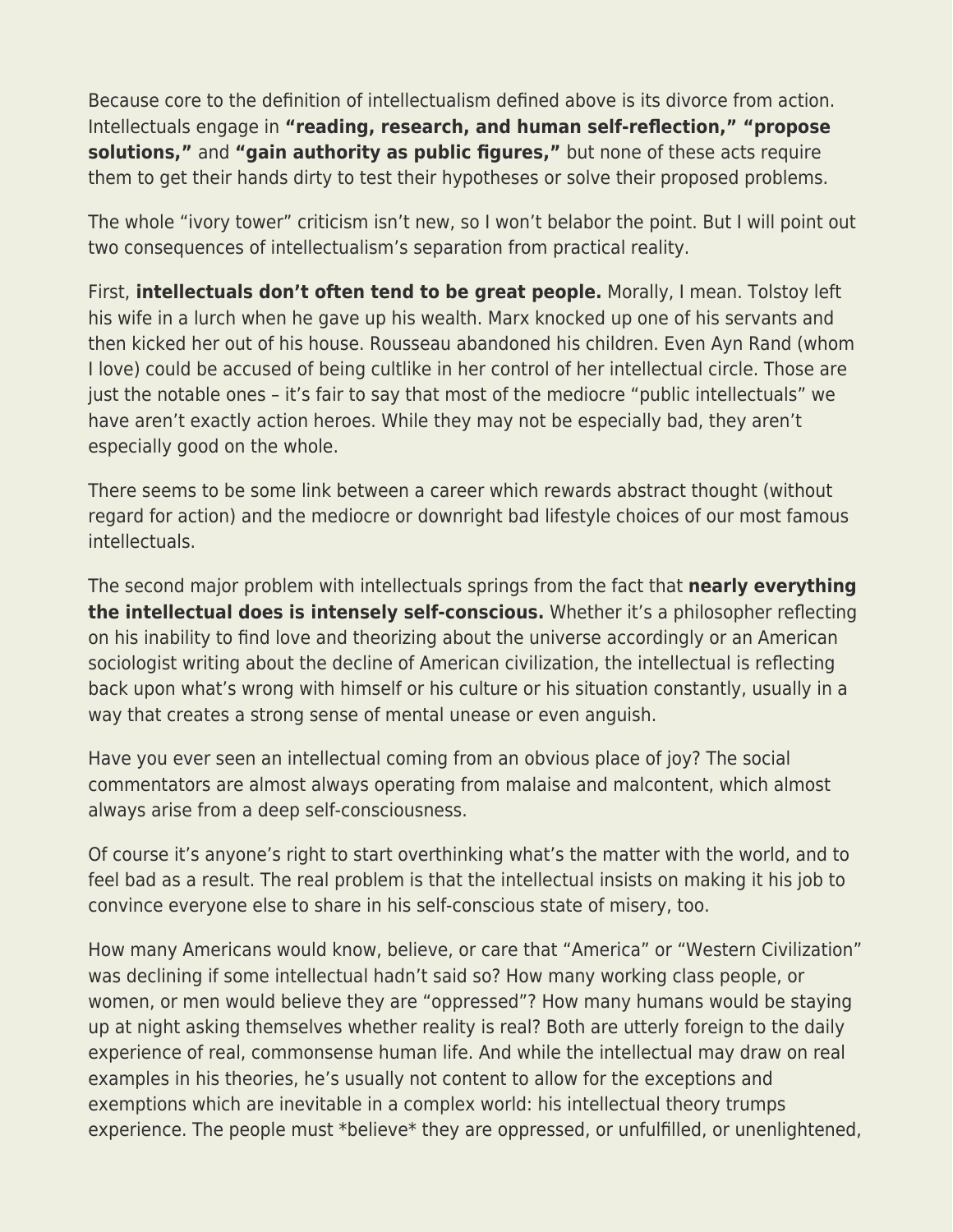Because core to the definition of intellectualism defined above is its divorce from action. Intellectuals engage in **"reading, research, and human self-reflection," "propose solutions,"** and **"gain authority as public figures,"** but none of these acts require them to get their hands dirty to test their hypotheses or solve their proposed problems.

The whole "ivory tower" criticism isn't new, so I won't belabor the point. But I will point out two consequences of intellectualism's separation from practical reality.

First, **intellectuals don't often tend to be great people.** Morally, I mean. Tolstoy left his wife in a lurch when he gave up his wealth. Marx knocked up one of his servants and then kicked her out of his house. Rousseau abandoned his children. Even Ayn Rand (whom I love) could be accused of being cultlike in her control of her intellectual circle. Those are just the notable ones – it's fair to say that most of the mediocre "public intellectuals" we have aren't exactly action heroes. While they may not be especially bad, they aren't especially good on the whole.

There seems to be some link between a career which rewards abstract thought (without regard for action) and the mediocre or downright bad lifestyle choices of our most famous intellectuals.

The second major problem with intellectuals springs from the fact that **nearly everything the intellectual does is intensely self-conscious.** Whether it's a philosopher reflecting on his inability to find love and theorizing about the universe accordingly or an American sociologist writing about the decline of American civilization, the intellectual is reflecting back upon what's wrong with himself or his culture or his situation constantly, usually in a way that creates a strong sense of mental unease or even anguish.

Have you ever seen an intellectual coming from an obvious place of joy? The social commentators are almost always operating from malaise and malcontent, which almost always arise from a deep self-consciousness.

Of course it's anyone's right to start overthinking what's the matter with the world, and to feel bad as a result. The real problem is that the intellectual insists on making it his job to convince everyone else to share in his self-conscious state of misery, too.

How many Americans would know, believe, or care that "America" or "Western Civilization" was declining if some intellectual hadn't said so? How many working class people, or women, or men would believe they are "oppressed"? How many humans would be staying up at night asking themselves whether reality is real? Both are utterly foreign to the daily experience of real, commonsense human life. And while the intellectual may draw on real examples in his theories, he's usually not content to allow for the exceptions and exemptions which are inevitable in a complex world: his intellectual theory trumps experience. The people must *believe* they are oppressed, or unfulfilled, or unenlightened,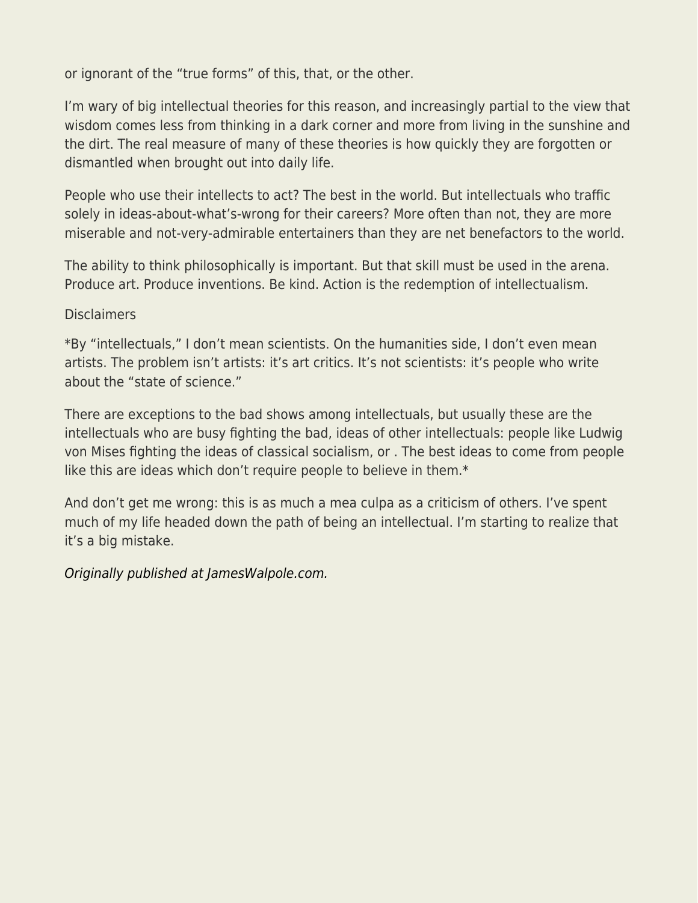or ignorant of the “true forms” of this, that, or the other.

I’m wary of big intellectual theories for this reason, and increasingly partial to the view that wisdom comes less from thinking in a dark corner and more from living in the sunshine and the dirt. The real measure of many of these theories is how quickly they are forgotten or dismantled when brought out into daily life.

People who use their intellects to act? The best in the world. But intellectuals who traffic solely in ideas-about-what’s-wrong for their careers? More often than not, they are more miserable and not-very-admirable entertainers than they are net benefactors to the world.

The ability to think philosophically is important. But that skill must be used in the arena. Produce art. Produce inventions. Be kind. Action is the redemption of intellectualism.

Disclaimers

*By “intellectuals,” I don’t mean scientists. On the humanities side, I don’t even mean artists. The problem isn’t artists: it’s art critics. It’s not scientists: it’s people who write about the “state of science.”

There are exceptions to the bad shows among intellectuals, but usually these are the intellectuals who are busy fighting the bad, ideas of other intellectuals: people like Ludwig von Mises fighting the ideas of classical socialism, or . The best ideas to come from people like this are ideas which don’t require people to believe in them.*

And don’t get me wrong: this is as much a mea culpa as a criticism of others. I’ve spent much of my life headed down the path of being an intellectual. I’m starting to realize that it’s a big mistake.

*Originally published at JamesWalpole.com.*